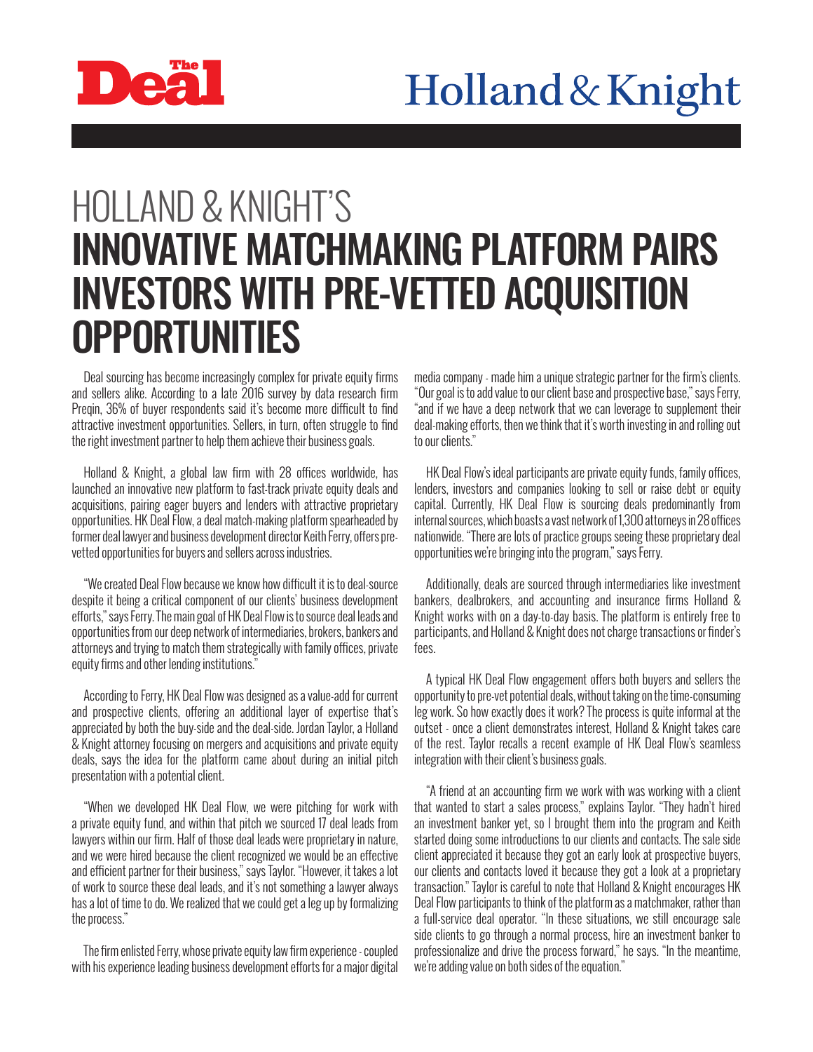The Deal

Holland & Knight

# HOLLAND & KNIGHT'S INNOVATIVE MATCHMAKING PLATFORM PAIRS INVESTORS WITH PRE-VETTED ACQUISITION OPPORTUNITIES

Deal sourcing has become increasingly complex for private equity firms and sellers alike. According to a late 2016 survey by data research firm Preqin, 36% of buyer respondents said it's become more difficult to find attractive investment opportunities. Sellers, in turn, often struggle to find the right investment partner to help them achieve their business goals.

Holland & Knight, a global law firm with 28 offices worldwide, has launched an innovative new platform to fast-track private equity deals and acquisitions, pairing eager buyers and lenders with attractive proprietary opportunities. HK Deal Flow, a deal match-making platform spearheaded by former deal lawyer and business development director Keith Ferry, offers pre-vetted opportunities for buyers and sellers across industries.

"We created Deal Flow because we know how difficult it is to deal-source despite it being a critical component of our clients' business development efforts," says Ferry. The main goal of HK Deal Flow is to source deal leads and opportunities from our deep network of intermediaries, brokers, bankers and attorneys and trying to match them strategically with family offices, private equity firms and other lending institutions."

According to Ferry, HK Deal Flow was designed as a value-add for current and prospective clients, offering an additional layer of expertise that's appreciated by both the buy-side and the deal-side. Jordan Taylor, a Holland & Knight attorney focusing on mergers and acquisitions and private equity deals, says the idea for the platform came about during an initial pitch presentation with a potential client.

"When we developed HK Deal Flow, we were pitching for work with a private equity fund, and within that pitch we sourced 17 deal leads from lawyers within our firm. Half of those deal leads were proprietary in nature, and we were hired because the client recognized we would be an effective and efficient partner for their business," says Taylor. "However, it takes a lot of work to source these deal leads, and it's not something a lawyer always has a lot of time to do. We realized that we could get a leg up by formalizing the process."

The firm enlisted Ferry, whose private equity law firm experience - coupled with his experience leading business development efforts for a major digital media company - made him a unique strategic partner for the firm's clients. "Our goal is to add value to our client base and prospective base," says Ferry, "and if we have a deep network that we can leverage to supplement their deal-making efforts, then we think that it's worth investing in and rolling out to our clients."

HK Deal Flow's ideal participants are private equity funds, family offices, lenders, investors and companies looking to sell or raise debt or equity capital. Currently, HK Deal Flow is sourcing deals predominantly from internal sources, which boasts a vast network of 1,300 attorneys in 28 offices nationwide. "There are lots of practice groups seeing these proprietary deal opportunities we're bringing into the program," says Ferry.

Additionally, deals are sourced through intermediaries like investment bankers, dealbrokers, and accounting and insurance firms Holland & Knight works with on a day-to-day basis. The platform is entirely free to participants, and Holland & Knight does not charge transactions or finder's fees.

A typical HK Deal Flow engagement offers both buyers and sellers the opportunity to pre-vet potential deals, without taking on the time-consuming leg work. So how exactly does it work? The process is quite informal at the outset - once a client demonstrates interest, Holland & Knight takes care of the rest. Taylor recalls a recent example of HK Deal Flow's seamless integration with their client's business goals.

"A friend at an accounting firm we work with was working with a client that wanted to start a sales process," explains Taylor. "They hadn't hired an investment banker yet, so I brought them into the program and Keith started doing some introductions to our clients and contacts. The sale side client appreciated it because they got an early look at prospective buyers, our clients and contacts loved it because they got a look at a proprietary transaction." Taylor is careful to note that Holland & Knight encourages HK Deal Flow participants to think of the platform as a matchmaker, rather than a full-service deal operator. "In these situations, we still encourage sale side clients to go through a normal process, hire an investment banker to professionalize and drive the process forward," he says. "In the meantime, we're adding value on both sides of the equation."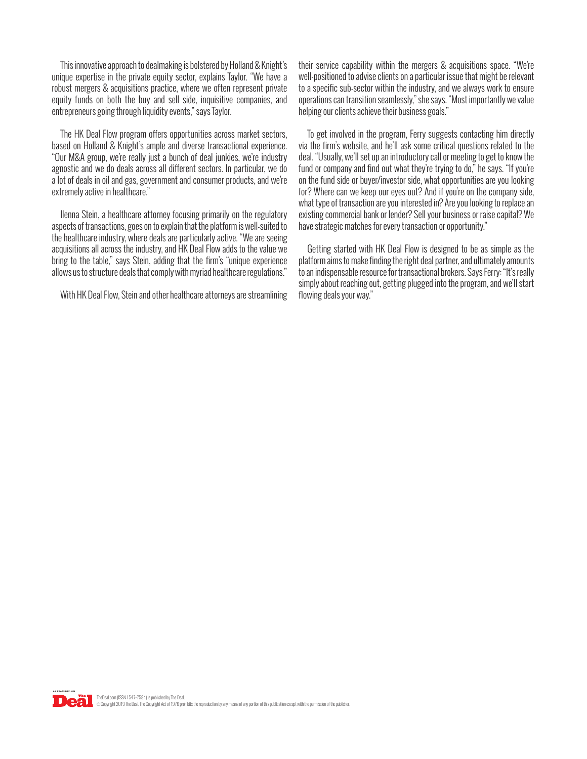This innovative approach to dealmaking is bolstered by Holland & Knight's unique expertise in the private equity sector, explains Taylor. "We have a robust mergers & acquisitions practice, where we often represent private equity funds on both the buy and sell side, inquisitive companies, and entrepreneurs going through liquidity events," says Taylor.

The HK Deal Flow program offers opportunities across market sectors, based on Holland & Knight's ample and diverse transactional experience. "Our M&A group, we're really just a bunch of deal junkies, we're industry agnostic and we do deals across all different sectors. In particular, we do a lot of deals in oil and gas, government and consumer products, and we're extremely active in healthcare."

Ilenna Stein, a healthcare attorney focusing primarily on the regulatory aspects of transactions, goes on to explain that the platform is well-suited to the healthcare industry, where deals are particularly active. "We are seeing acquisitions all across the industry, and HK Deal Flow adds to the value we bring to the table," says Stein, adding that the firm's "unique experience allows us to structure deals that comply with myriad healthcare regulations."

With HK Deal Flow, Stein and other healthcare attorneys are streamlining their service capability within the mergers & acquisitions space. "We're well-positioned to advise clients on a particular issue that might be relevant to a specific sub-sector within the industry, and we always work to ensure operations can transition seamlessly," she says. "Most importantly we value helping our clients achieve their business goals."

To get involved in the program, Ferry suggests contacting him directly via the firm's website, and he'll ask some critical questions related to the deal. "Usually, we'll set up an introductory call or meeting to get to know the fund or company and find out what they're trying to do," he says. "If you're on the fund side or buyer/investor side, what opportunities are you looking for? Where can we keep our eyes out? And if you're on the company side, what type of transaction are you interested in? Are you looking to replace an existing commercial bank or lender? Sell your business or raise capital? We have strategic matches for every transaction or opportunity."

Getting started with HK Deal Flow is designed to be as simple as the platform aims to make finding the right deal partner, and ultimately amounts to an indispensable resource for transactional brokers. Says Ferry: "It's really simply about reaching out, getting plugged into the program, and we'll start flowing deals your way."

AS FEATURED ON The Deal

TheDeal.com (ISSN 1547-7584) is published by The Deal.
© Copyright 2019 The Deal. The Copyright Act of 1976 prohibits the reproduction by any means of any portion of this publication except with the permission of the publisher.